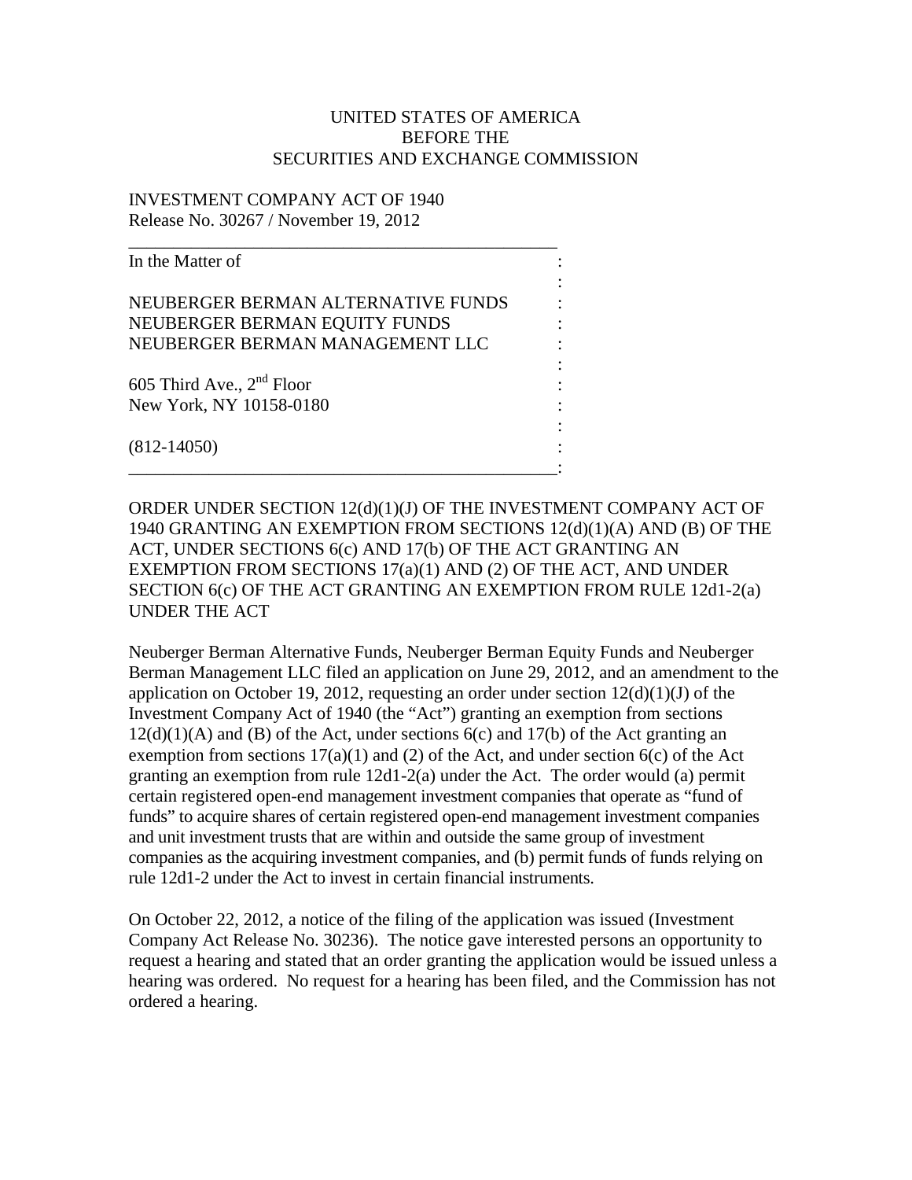UNITED STATES OF AMERICA
BEFORE THE
SECURITIES AND EXCHANGE COMMISSION

INVESTMENT COMPANY ACT OF 1940
Release No. 30267 / November 19, 2012

In the Matter of

NEUBERGER BERMAN ALTERNATIVE FUNDS
NEUBERGER BERMAN EQUITY FUNDS
NEUBERGER BERMAN MANAGEMENT LLC

605 Third Ave., 2nd Floor
New York, NY 10158-0180

(812-14050)

ORDER UNDER SECTION 12(d)(1)(J) OF THE INVESTMENT COMPANY ACT OF 1940 GRANTING AN EXEMPTION FROM SECTIONS 12(d)(1)(A) AND (B) OF THE ACT, UNDER SECTIONS 6(c) AND 17(b) OF THE ACT GRANTING AN EXEMPTION FROM SECTIONS 17(a)(1) AND (2) OF THE ACT, AND UNDER SECTION 6(c) OF THE ACT GRANTING AN EXEMPTION FROM RULE 12d1-2(a) UNDER THE ACT

Neuberger Berman Alternative Funds, Neuberger Berman Equity Funds and Neuberger Berman Management LLC filed an application on June 29, 2012, and an amendment to the application on October 19, 2012, requesting an order under section 12(d)(1)(J) of the Investment Company Act of 1940 (the "Act") granting an exemption from sections 12(d)(1)(A) and (B) of the Act, under sections 6(c) and 17(b) of the Act granting an exemption from sections 17(a)(1) and (2) of the Act, and under section 6(c) of the Act granting an exemption from rule 12d1-2(a) under the Act. The order would (a) permit certain registered open-end management investment companies that operate as "fund of funds" to acquire shares of certain registered open-end management investment companies and unit investment trusts that are within and outside the same group of investment companies as the acquiring investment companies, and (b) permit funds of funds relying on rule 12d1-2 under the Act to invest in certain financial instruments.

On October 22, 2012, a notice of the filing of the application was issued (Investment Company Act Release No. 30236). The notice gave interested persons an opportunity to request a hearing and stated that an order granting the application would be issued unless a hearing was ordered. No request for a hearing has been filed, and the Commission has not ordered a hearing.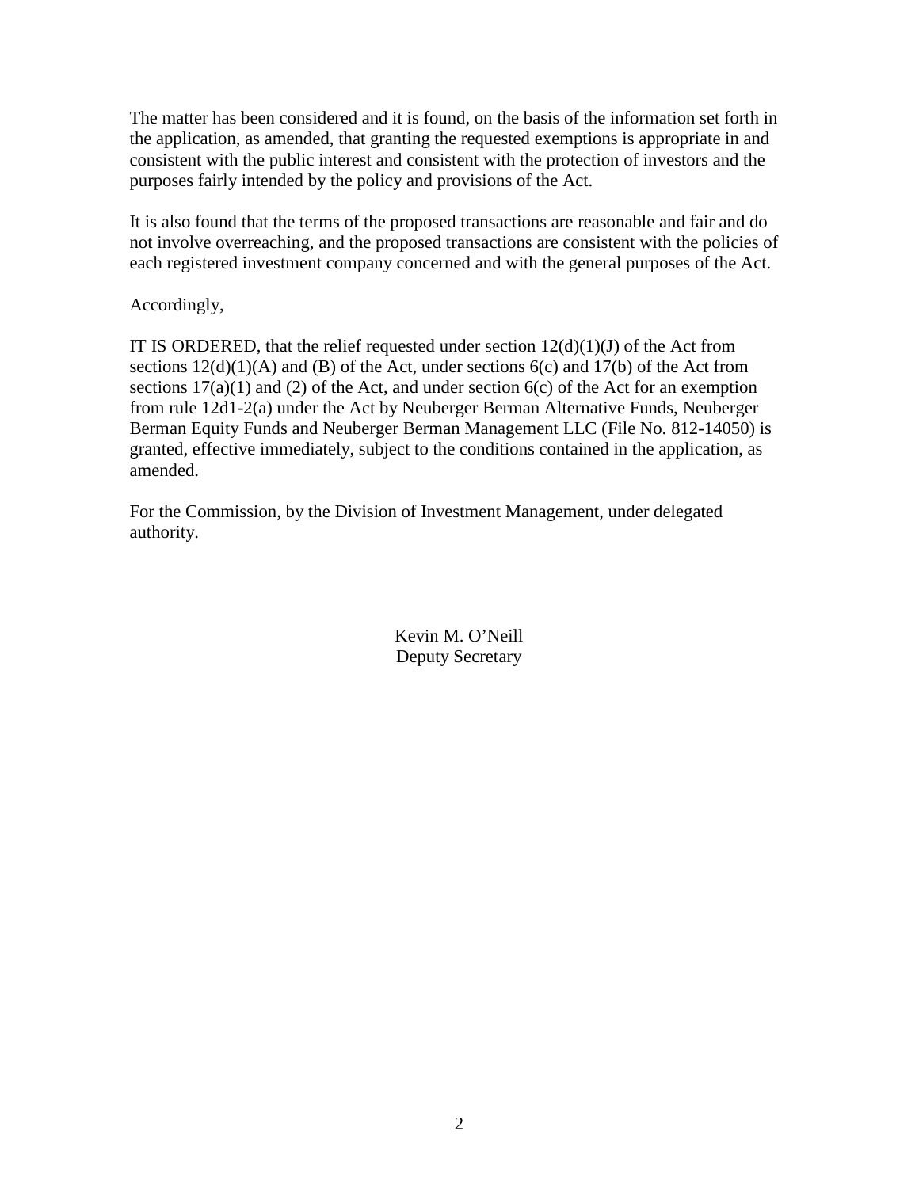The matter has been considered and it is found, on the basis of the information set forth in the application, as amended, that granting the requested exemptions is appropriate in and consistent with the public interest and consistent with the protection of investors and the purposes fairly intended by the policy and provisions of the Act.

It is also found that the terms of the proposed transactions are reasonable and fair and do not involve overreaching, and the proposed transactions are consistent with the policies of each registered investment company concerned and with the general purposes of the Act.

Accordingly,

IT IS ORDERED, that the relief requested under section 12(d)(1)(J) of the Act from sections 12(d)(1)(A) and (B) of the Act, under sections 6(c) and 17(b) of the Act from sections 17(a)(1) and (2) of the Act, and under section 6(c) of the Act for an exemption from rule 12d1-2(a) under the Act by Neuberger Berman Alternative Funds, Neuberger Berman Equity Funds and Neuberger Berman Management LLC (File No. 812-14050) is granted, effective immediately, subject to the conditions contained in the application, as amended.

For the Commission, by the Division of Investment Management, under delegated authority.

Kevin M. O'Neill
Deputy Secretary